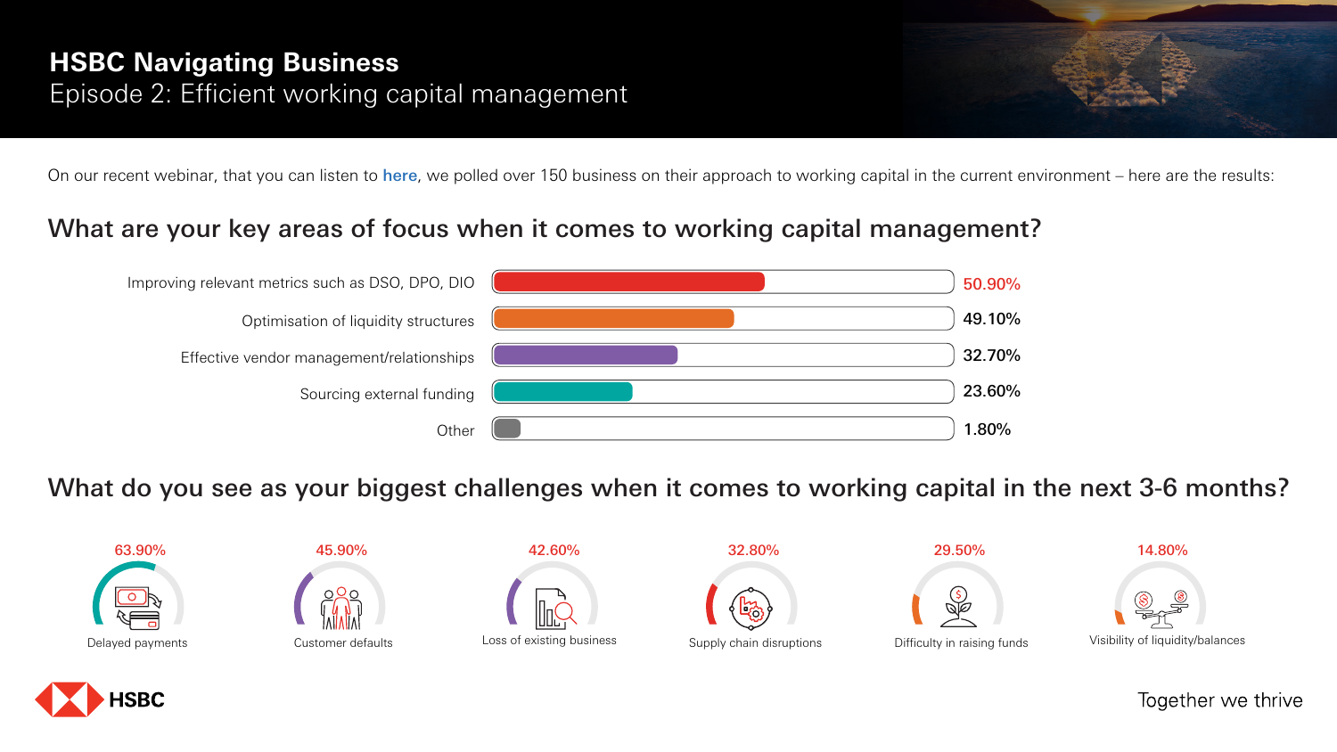# HSBC Navigating Business

## Episode 2: Efficient working capital management

On our recent webinar, that you can listen to here, we polled over 150 business on their approach to working capital in the current environment – here are the results:

## What are your key areas of focus when it comes to working capital management?

| Area of focus | Percentage |
| --- | --- |
| Improving relevant metrics such as DSO, DPO, DIO | 50.90% |
| Optimisation of liquidity structures | 49.10% |
| Effective vendor management/relationships | 32.70% |
| Sourcing external funding | 23.60% |
| Other | 1.80% |

## What do you see as your biggest challenges when it comes to working capital in the next 3-6 months?

| Challenge | Percentage |
| --- | --- |
| Delayed payments | 63.90% |
| Customer defaults | 45.90% |
| Loss of existing business | 42.60% |
| Supply chain disruptions | 32.80% |
| Difficulty in raising funds | 29.50% |
| Visibility of liquidity/balances | 14.80% |

HSBC

Together we thrive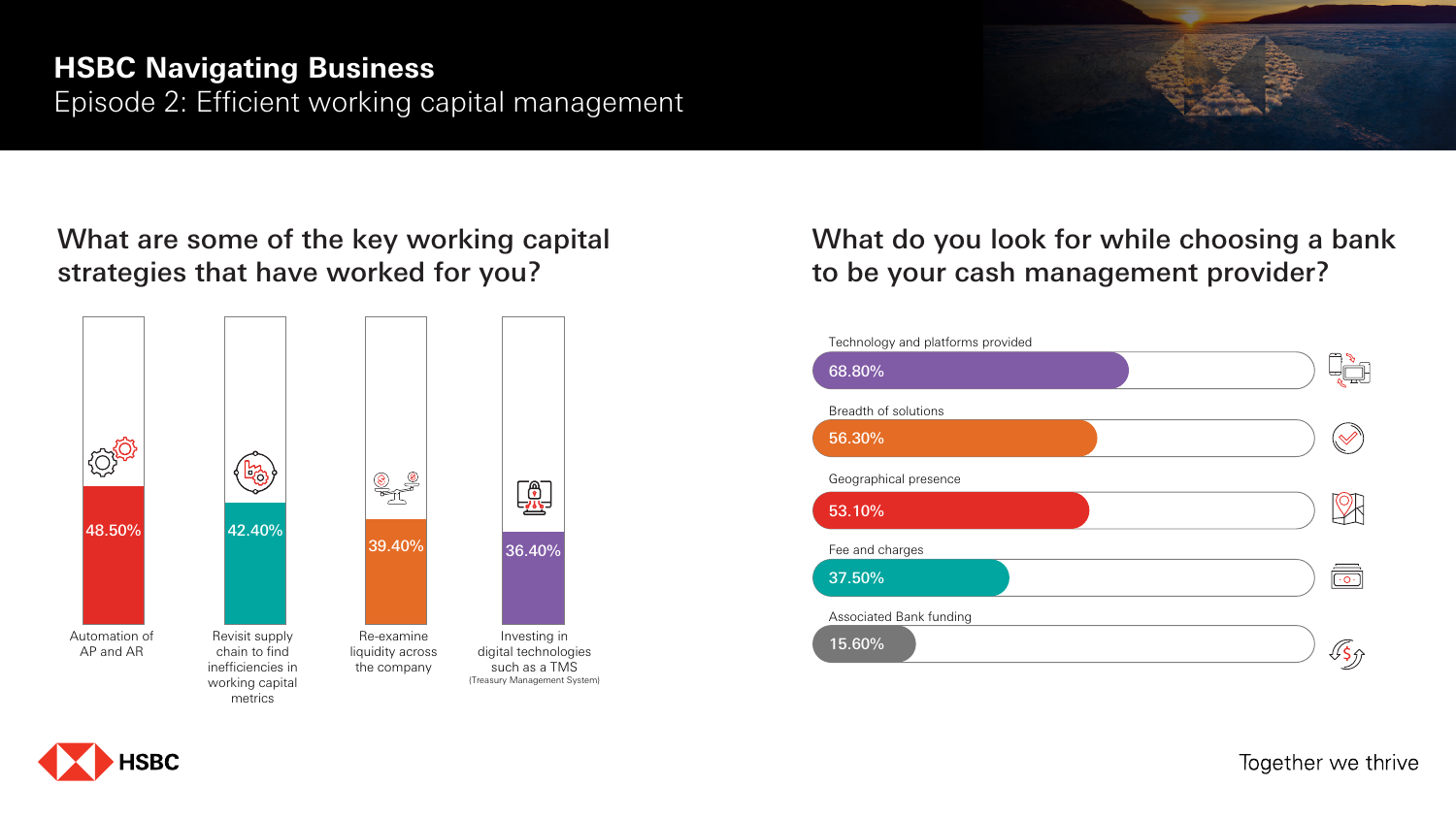# HSBC Navigating Business

## Episode 2: Efficient working capital management

### What are some of the key working capital strategies that have worked for you?

48.50%
Automation of AP and AR

42.40%
Revisit supply chain to find inefficiencies in working capital metrics

39.40%
Re-examine liquidity across the company

36.40%
Investing in digital technologies such as a TMS
(Treasury Management System)

### What do you look for while choosing a bank to be your cash management provider?

Technology and platforms provided
68.80%

Breadth of solutions
56.30%

Geographical presence
53.10%

Fee and charges
37.50%

Associated Bank funding
15.60%

HSBC

Together we thrive